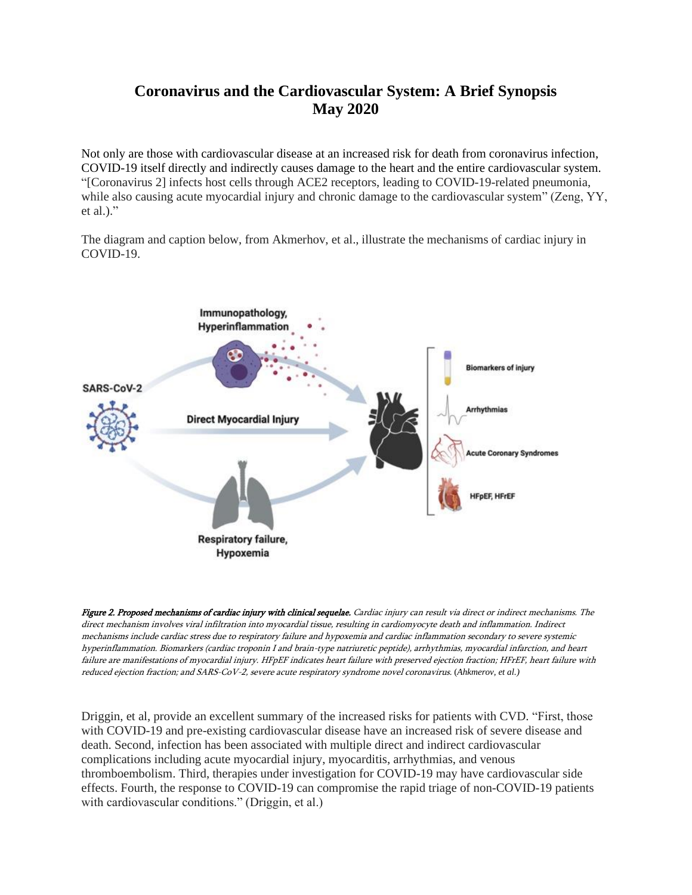# Coronavirus and the Cardiovascular System: A Brief Synopsis May 2020

Not only are those with cardiovascular disease at an increased risk for death from coronavirus infection, COVID-19 itself directly and indirectly causes damage to the heart and the entire cardiovascular system. "[Coronavirus 2] infects host cells through ACE2 receptors, leading to COVID-19-related pneumonia, while also causing acute myocardial injury and chronic damage to the cardiovascular system" (Zeng, YY, et al.)."

The diagram and caption below, from Akmerhov, et al., illustrate the mechanisms of cardiac injury in COVID-19.

***Figure 2. Proposed mechanisms of cardiac injury with clinical sequelae.*** *Cardiac injury can result via direct or indirect mechanisms. The direct mechanism involves viral infiltration into myocardial tissue, resulting in cardiomyocyte death and inflammation. Indirect mechanisms include cardiac stress due to respiratory failure and hypoxemia and cardiac inflammation secondary to severe systemic hyperinflammation. Biomarkers (cardiac troponin I and brain-type natriuretic peptide), arrhythmias, myocardial infarction, and heart failure are manifestations of myocardial injury. HFpEF indicates heart failure with preserved ejection fraction; HFrEF, heart failure with reduced ejection fraction; and SARS-CoV-2, severe acute respiratory syndrome novel coronavirus.* (*Ahkmerov, et al.*)

Driggin, et al, provide an excellent summary of the increased risks for patients with CVD. "First, those with COVID-19 and pre-existing cardiovascular disease have an increased risk of severe disease and death. Second, infection has been associated with multiple direct and indirect cardiovascular complications including acute myocardial injury, myocarditis, arrhythmias, and venous thromboembolism. Third, therapies under investigation for COVID-19 may have cardiovascular side effects. Fourth, the response to COVID-19 can compromise the rapid triage of non-COVID-19 patients with cardiovascular conditions." (Driggin, et al.)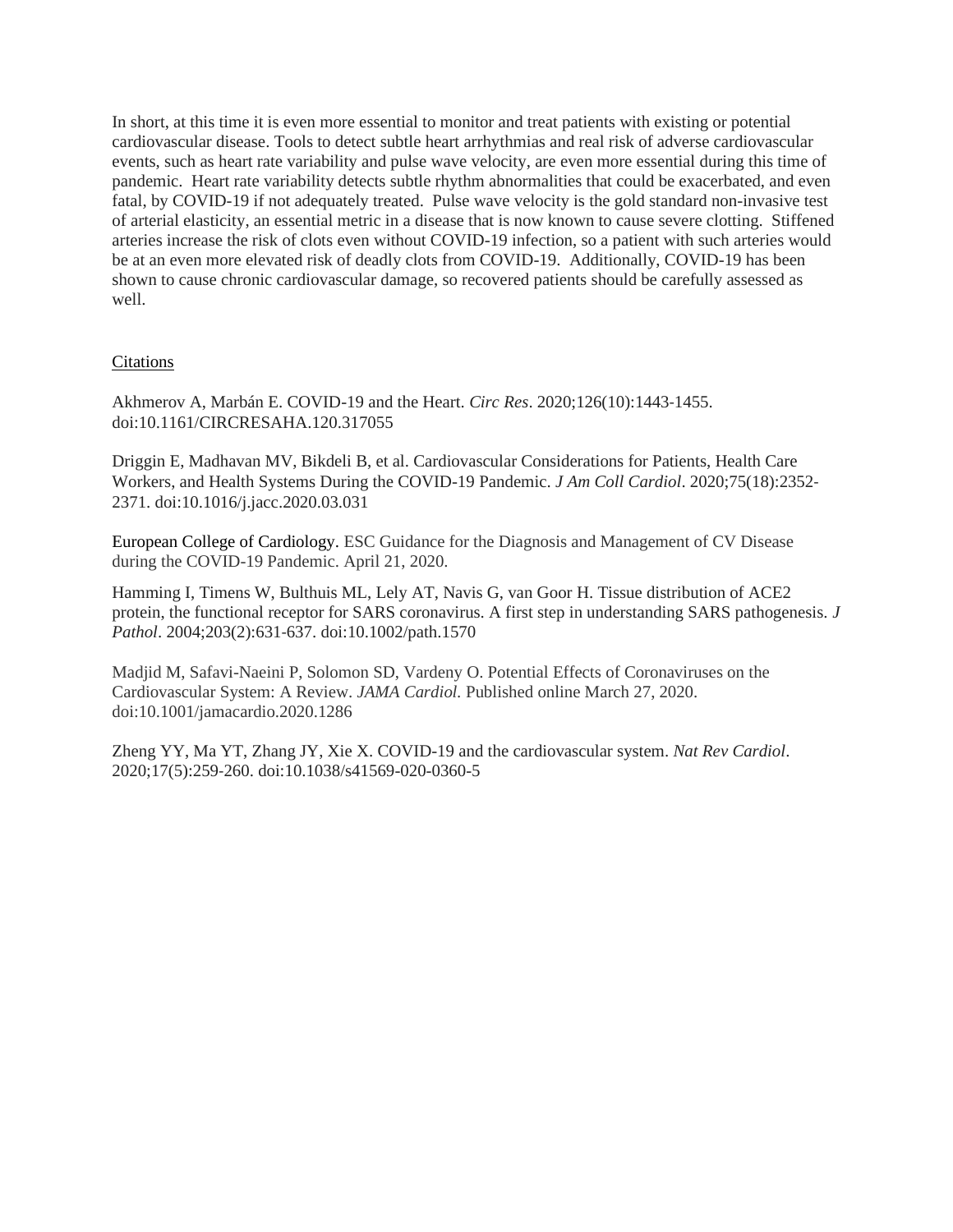In short, at this time it is even more essential to monitor and treat patients with existing or potential cardiovascular disease. Tools to detect subtle heart arrhythmias and real risk of adverse cardiovascular events, such as heart rate variability and pulse wave velocity, are even more essential during this time of pandemic. Heart rate variability detects subtle rhythm abnormalities that could be exacerbated, and even fatal, by COVID-19 if not adequately treated. Pulse wave velocity is the gold standard non-invasive test of arterial elasticity, an essential metric in a disease that is now known to cause severe clotting. Stiffened arteries increase the risk of clots even without COVID-19 infection, so a patient with such arteries would be at an even more elevated risk of deadly clots from COVID-19. Additionally, COVID-19 has been shown to cause chronic cardiovascular damage, so recovered patients should be carefully assessed as well.

Citations

Akhmerov A, Marbán E. COVID-19 and the Heart. *Circ Res*. 2020;126(10):1443-1455. doi:10.1161/CIRCRESAHA.120.317055

Driggin E, Madhavan MV, Bikdeli B, et al. Cardiovascular Considerations for Patients, Health Care Workers, and Health Systems During the COVID-19 Pandemic. *J Am Coll Cardiol*. 2020;75(18):2352-2371. doi:10.1016/j.jacc.2020.03.031

European College of Cardiology. ESC Guidance for the Diagnosis and Management of CV Disease during the COVID-19 Pandemic. April 21, 2020.

Hamming I, Timens W, Bulthuis ML, Lely AT, Navis G, van Goor H. Tissue distribution of ACE2 protein, the functional receptor for SARS coronavirus. A first step in understanding SARS pathogenesis. *J Pathol*. 2004;203(2):631-637. doi:10.1002/path.1570

Madjid M, Safavi-Naeini P, Solomon SD, Vardeny O. Potential Effects of Coronaviruses on the Cardiovascular System: A Review. *JAMA Cardiol.* Published online March 27, 2020. doi:10.1001/jamacardio.2020.1286

Zheng YY, Ma YT, Zhang JY, Xie X. COVID-19 and the cardiovascular system. *Nat Rev Cardiol*. 2020;17(5):259-260. doi:10.1038/s41569-020-0360-5